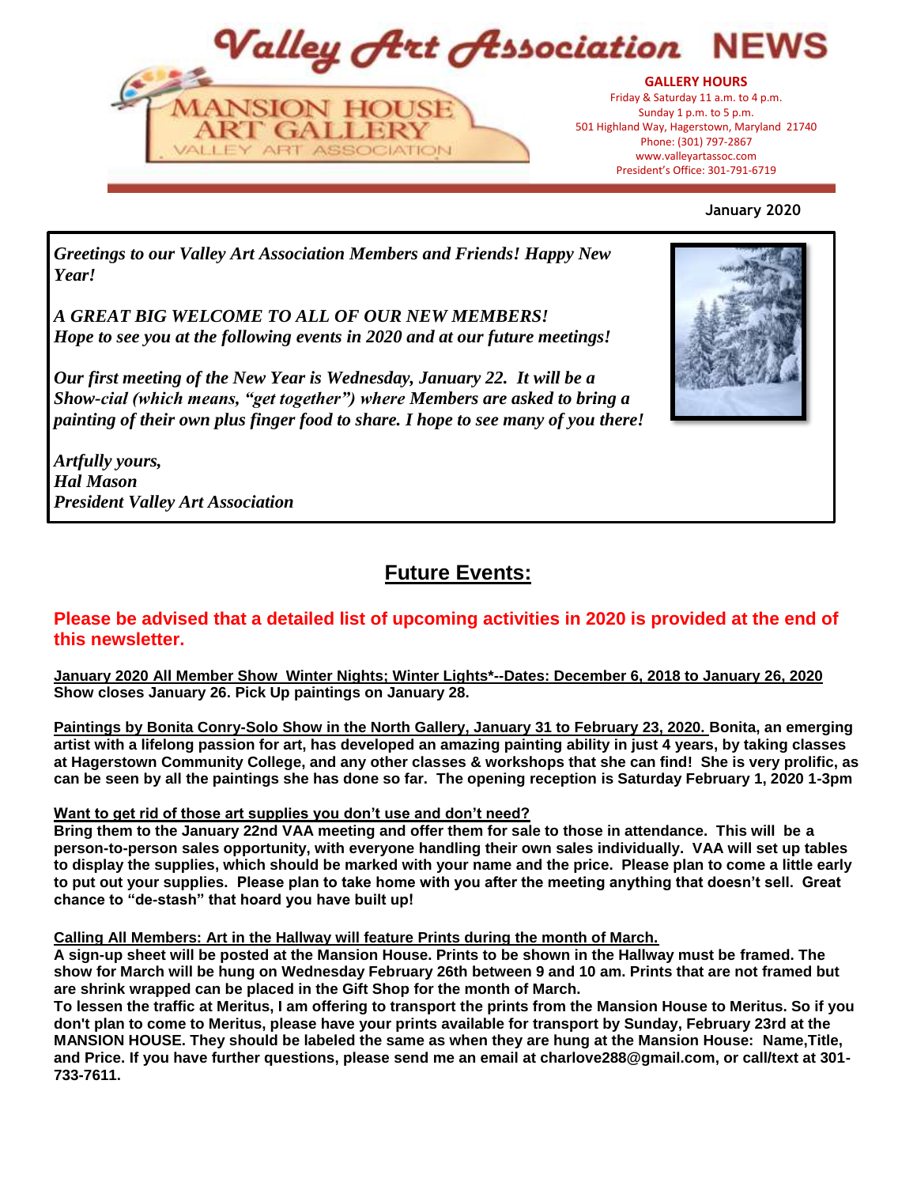# Valley Art Association NEWS

**MANSION HOUSE ART GALLERY**
VALLEY ART ASSOCIATION

**GALLERY HOURS**
Friday & Saturday 11 a.m. to 4 p.m.
Sunday 1 p.m. to 5 p.m.
501 Highland Way, Hagerstown, Maryland 21740
Phone: (301) 797-2867
www.valleyartassoc.com
President's Office: 301-791-6719

**January 2020**

***Greetings to our Valley Art Association Members and Friends! Happy New Year!***

***A GREAT BIG WELCOME TO ALL OF OUR NEW MEMBERS!***
***Hope to see you at the following events in 2020 and at our future meetings!***

***Our first meeting of the New Year is Wednesday, January 22. It will be a Show-cial (which means, "get together") where Members are asked to bring a painting of their own plus finger food to share. I hope to see many of you there!***

***Artfully yours,***
***Hal Mason***
***President Valley Art Association***

## Future Events:

**Please be advised that a detailed list of upcoming activities in 2020 is provided at the end of this newsletter.**

**January 2020 All Member Show Winter Nights; Winter Lights*--Dates: December 6, 2018 to January 26, 2020**
**Show closes January 26. Pick Up paintings on January 28.**

**Paintings by Bonita Conry-Solo Show in the North Gallery, January 31 to February 23, 2020. Bonita, an emerging artist with a lifelong passion for art, has developed an amazing painting ability in just 4 years, by taking classes at Hagerstown Community College, and any other classes & workshops that she can find! She is very prolific, as can be seen by all the paintings she has done so far. The opening reception is Saturday February 1, 2020 1-3pm**

**Want to get rid of those art supplies you don't use and don't need?**
**Bring them to the January 22nd VAA meeting and offer them for sale to those in attendance. This will be a person-to-person sales opportunity, with everyone handling their own sales individually. VAA will set up tables to display the supplies, which should be marked with your name and the price. Please plan to come a little early to put out your supplies. Please plan to take home with you after the meeting anything that doesn't sell. Great chance to "de-stash" that hoard you have built up!**

**Calling All Members: Art in the Hallway will feature Prints during the month of March.**
**A sign-up sheet will be posted at the Mansion House. Prints to be shown in the Hallway must be framed. The show for March will be hung on Wednesday February 26th between 9 and 10 am. Prints that are not framed but are shrink wrapped can be placed in the Gift Shop for the month of March.**
**To lessen the traffic at Meritus, I am offering to transport the prints from the Mansion House to Meritus. So if you don't plan to come to Meritus, please have your prints available for transport by Sunday, February 23rd at the MANSION HOUSE. They should be labeled the same as when they are hung at the Mansion House: Name,Title, and Price. If you have further questions, please send me an email at charlove288@gmail.com, or call/text at 301-733-7611.**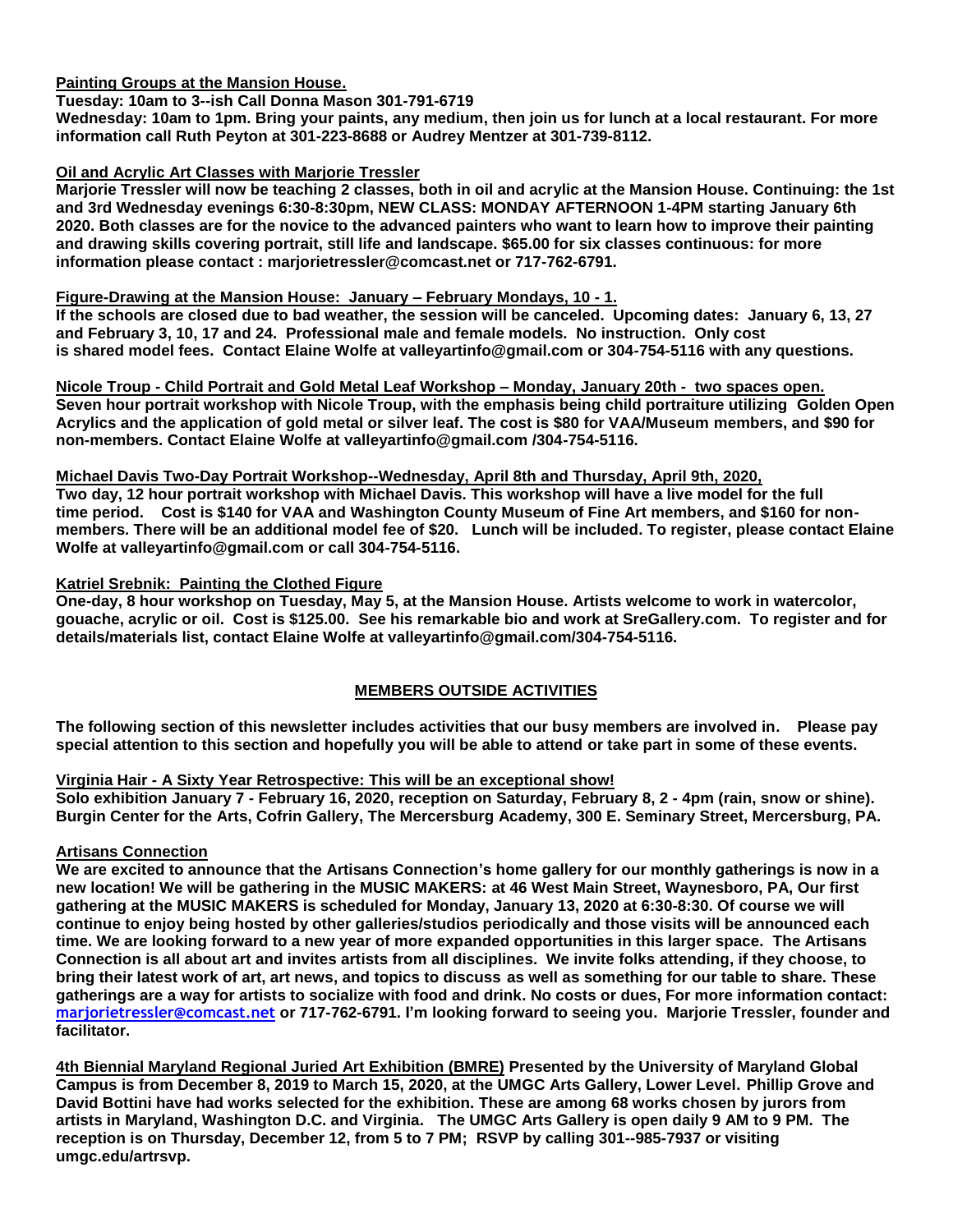**Painting Groups at the Mansion House.**

**Tuesday: 10am to 3--ish Call Donna Mason 301-791-6719**

**Wednesday: 10am to 1pm. Bring your paints, any medium, then join us for lunch at a local restaurant. For more information call Ruth Peyton at 301-223-8688 or Audrey Mentzer at 301-739-8112.**

**Oil and Acrylic Art Classes with Marjorie Tressler**

**Marjorie Tressler will now be teaching 2 classes, both in oil and acrylic at the Mansion House. Continuing: the 1st and 3rd Wednesday evenings 6:30-8:30pm, NEW CLASS: MONDAY AFTERNOON 1-4PM starting January 6th 2020. Both classes are for the novice to the advanced painters who want to learn how to improve their painting and drawing skills covering portrait, still life and landscape. $65.00 for six classes continuous: for more information please contact : marjorietressler@comcast.net or 717-762-6791.**

**Figure-Drawing at the Mansion House: January – February Mondays, 10 - 1.**

**If the schools are closed due to bad weather, the session will be canceled. Upcoming dates: January 6, 13, 27 and February 3, 10, 17 and 24. Professional male and female models. No instruction. Only cost is shared model fees. Contact Elaine Wolfe at valleyartinfo@gmail.com or 304-754-5116 with any questions.**

**Nicole Troup - Child Portrait and Gold Metal Leaf Workshop – Monday, January 20th - two spaces open.**

**Seven hour portrait workshop with Nicole Troup, with the emphasis being child portraiture utilizing Golden Open Acrylics and the application of gold metal or silver leaf. The cost is $80 for VAA/Museum members, and $90 for non-members. Contact Elaine Wolfe at valleyartinfo@gmail.com /304-754-5116.**

**Michael Davis Two-Day Portrait Workshop--Wednesday, April 8th and Thursday, April 9th, 2020,**

**Two day, 12 hour portrait workshop with Michael Davis. This workshop will have a live model for the full time period. Cost is $140 for VAA and Washington County Museum of Fine Art members, and $160 for non-members. There will be an additional model fee of $20. Lunch will be included. To register, please contact Elaine Wolfe at valleyartinfo@gmail.com or call 304-754-5116.**

**Katriel Srebnik: Painting the Clothed Figure**

**One-day, 8 hour workshop on Tuesday, May 5, at the Mansion House. Artists welcome to work in watercolor, gouache, acrylic or oil. Cost is $125.00. See his remarkable bio and work at SreGallery.com. To register and for details/materials list, contact Elaine Wolfe at valleyartinfo@gmail.com/304-754-5116.**

## MEMBERS OUTSIDE ACTIVITIES

**The following section of this newsletter includes activities that our busy members are involved in. Please pay special attention to this section and hopefully you will be able to attend or take part in some of these events.**

**Virginia Hair - A Sixty Year Retrospective: This will be an exceptional show!**

**Solo exhibition January 7 - February 16, 2020, reception on Saturday, February 8, 2 - 4pm (rain, snow or shine). Burgin Center for the Arts, Cofrin Gallery, The Mercersburg Academy, 300 E. Seminary Street, Mercersburg, PA.**

**Artisans Connection**

**We are excited to announce that the Artisans Connection's home gallery for our monthly gatherings is now in a new location! We will be gathering in the MUSIC MAKERS: at 46 West Main Street, Waynesboro, PA, Our first gathering at the MUSIC MAKERS is scheduled for Monday, January 13, 2020 at 6:30-8:30. Of course we will continue to enjoy being hosted by other galleries/studios periodically and those visits will be announced each time. We are looking forward to a new year of more expanded opportunities in this larger space. The Artisans Connection is all about art and invites artists from all disciplines. We invite folks attending, if they choose, to bring their latest work of art, art news, and topics to discuss as well as something for our table to share. These gatherings are a way for artists to socialize with food and drink. No costs or dues, For more information contact: marjorietressler@comcast.net or 717-762-6791. I'm looking forward to seeing you. Marjorie Tressler, founder and facilitator.**

**4th Biennial Maryland Regional Juried Art Exhibition (BMRE) Presented by the University of Maryland Global Campus is from December 8, 2019 to March 15, 2020, at the UMGC Arts Gallery, Lower Level. Phillip Grove and David Bottini have had works selected for the exhibition. These are among 68 works chosen by jurors from artists in Maryland, Washington D.C. and Virginia. The UMGC Arts Gallery is open daily 9 AM to 9 PM. The reception is on Thursday, December 12, from 5 to 7 PM; RSVP by calling 301--985-7937 or visiting umgc.edu/artrsvp.**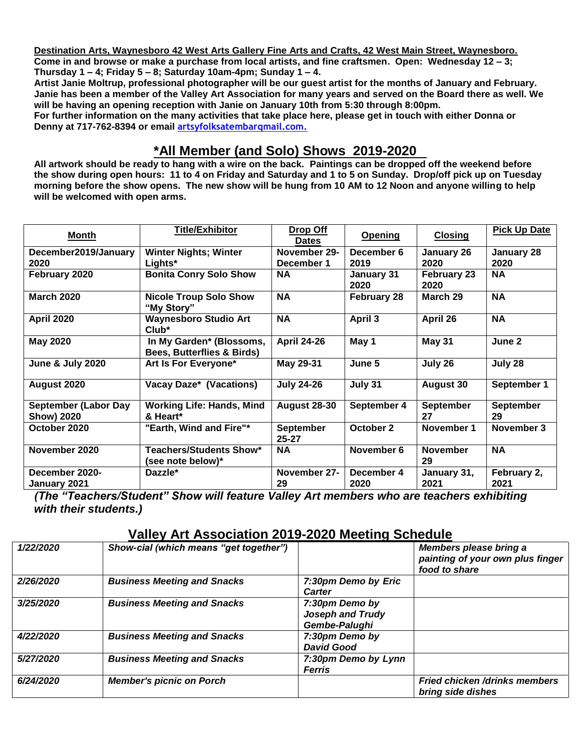**Destination Arts, Waynesboro 42 West Arts Gallery Fine Arts and Crafts, 42 West Main Street, Waynesboro.**
**Come in and browse or make a purchase from local artists, and fine craftsmen. Open: Wednesday 12 – 3; Thursday 1 – 4; Friday 5 – 8; Saturday 10am-4pm; Sunday 1 – 4.**
**Artist Janie Moltrup, professional photographer will be our guest artist for the months of January and February. Janie has been a member of the Valley Art Association for many years and served on the Board there as well. We will be having an opening reception with Janie on January 10th from 5:30 through 8:00pm.**
**For further information on the many activities that take place here, please get in touch with either Donna or Denny at 717-762-8394 or email artsyfolksatembarqmail.com.**

## *All Member (and Solo) Shows 2019-2020

**All artwork should be ready to hang with a wire on the back. Paintings can be dropped off the weekend before the show during open hours: 11 to 4 on Friday and Saturday and 1 to 5 on Sunday. Drop/off pick up on Tuesday morning before the show opens. The new show will be hung from 10 AM to 12 Noon and anyone willing to help will be welcomed with open arms.**

| Month | Title/Exhibitor | Drop Off Dates | Opening | Closing | Pick Up Date |
|---|---|---|---|---|---|
| December2019/January 2020 | Winter Nights; Winter Lights* | November 29-December 1 | December 6 2019 | January 26 2020 | January 28 2020 |
| February 2020 | Bonita Conry Solo Show | NA | January 31 2020 | February 23 2020 | NA |
| March 2020 | Nicole Troup Solo Show "My Story" | NA | February 28 | March 29 | NA |
| April 2020 | Waynesboro Studio Art Club* | NA | April 3 | April 26 | NA |
| May 2020 | In My Garden* (Blossoms, Bees, Butterflies & Birds) | April 24-26 | May 1 | May 31 | June 2 |
| June & July 2020 | Art Is For Everyone* | May 29-31 | June 5 | July 26 | July 28 |
| August 2020 | Vacay Daze* (Vacations) | July 24-26 | July 31 | August 30 | September 1 |
| September (Labor Day Show) 2020 | Working Life: Hands, Mind & Heart* | August 28-30 | September 4 | September 27 | September 29 |
| October 2020 | "Earth, Wind and Fire"* | September 25-27 | October 2 | November 1 | November 3 |
| November 2020 | Teachers/Students Show* (see note below)* | NA | November 6 | November 29 | NA |
| December 2020-January 2021 | Dazzle* | November 27-29 | December 4 2020 | January 31, 2021 | February 2, 2021 |

***(The "Teachers/Student" Show will feature Valley Art members who are teachers exhibiting with their students.)***

## Valley Art Association 2019-2020 Meeting Schedule

| | | | |
|---|---|---|---|
| *1/22/2020* | *Show-cial (which means "get together")* | | *Members please bring a painting of your own plus finger food to share* |
| *2/26/2020* | *Business Meeting and Snacks* | *7:30pm Demo by Eric Carter* | |
| *3/25/2020* | *Business Meeting and Snacks* | *7:30pm Demo by Joseph and Trudy Gembe-Palughi* | |
| *4/22/2020* | *Business Meeting and Snacks* | *7:30pm Demo by David Good* | |
| *5/27/2020* | *Business Meeting and Snacks* | *7:30pm Demo by Lynn Ferris* | |
| *6/24/2020* | *Member's picnic on Porch* | | *Fried chicken /drinks members bring side dishes* |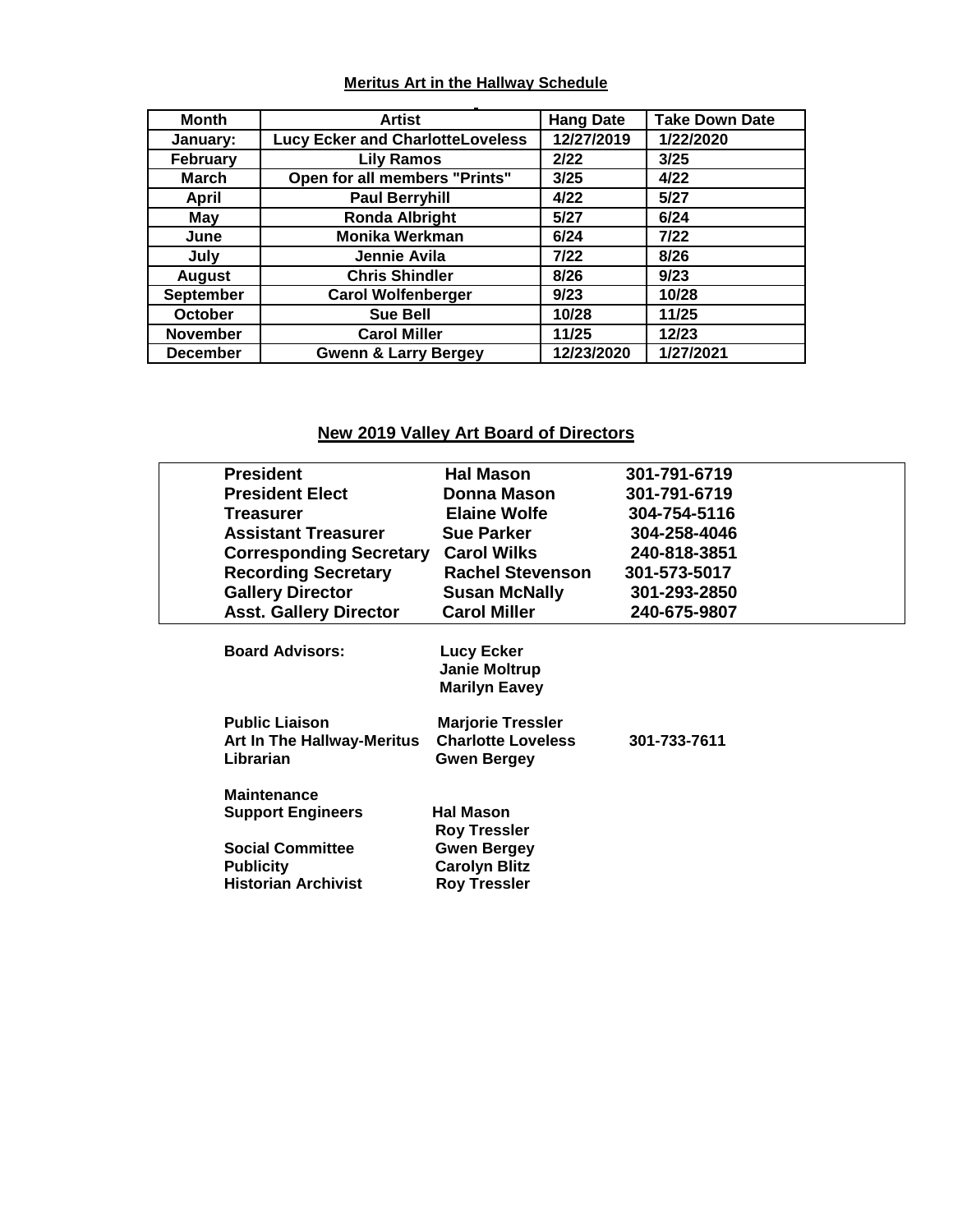**Meritus Art in the Hallway Schedule**

| Month | Artist | Hang Date | Take Down Date |
|---|---|---|---|
| January: | Lucy Ecker and CharlotteLoveless | 12/27/2019 | 1/22/2020 |
| February | Lily Ramos | 2/22 | 3/25 |
| March | Open for all members "Prints" | 3/25 | 4/22 |
| April | Paul Berryhill | 4/22 | 5/27 |
| May | Ronda Albright | 5/27 | 6/24 |
| June | Monika Werkman | 6/24 | 7/22 |
| July | Jennie Avila | 7/22 | 8/26 |
| August | Chris Shindler | 8/26 | 9/23 |
| September | Carol Wolfenberger | 9/23 | 10/28 |
| October | Sue Bell | 10/28 | 11/25 |
| November | Carol Miller | 11/25 | 12/23 |
| December | Gwenn & Larry Bergey | 12/23/2020 | 1/27/2021 |

**New 2019 Valley Art Board of Directors**

| | | |
|---|---|---|
| **President** | **Hal Mason** | **301-791-6719** |
| **President Elect** | **Donna Mason** | **301-791-6719** |
| **Treasurer** | **Elaine Wolfe** | **304-754-5116** |
| **Assistant Treasurer** | **Sue Parker** | **304-258-4046** |
| **Corresponding Secretary** | **Carol Wilks** | **240-818-3851** |
| **Recording Secretary** | **Rachel Stevenson** | **301-573-5017** |
| **Gallery Director** | **Susan McNally** | **301-293-2850** |
| **Asst. Gallery Director** | **Carol Miller** | **240-675-9807** |

**Board Advisors:** **Lucy Ecker**
**Janie Moltrup**
**Marilyn Eavey**

**Public Liaison** **Marjorie Tressler**
**Art In The Hallway-Meritus** **Charlotte Loveless** **301-733-7611**
**Librarian** **Gwen Bergey**

**Maintenance**
**Support Engineers** **Hal Mason**
**Roy Tressler**
**Social Committee** **Gwen Bergey**
**Publicity** **Carolyn Blitz**
**Historian Archivist** **Roy Tressler**